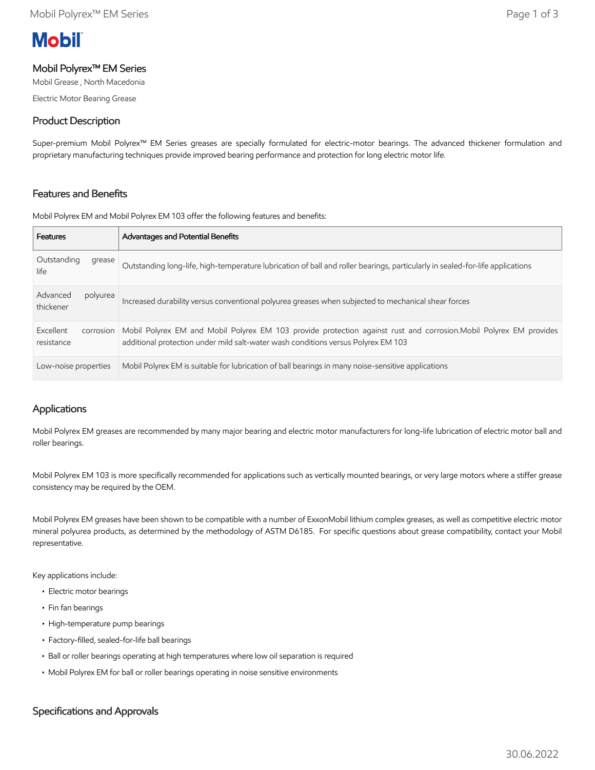# Mobil Polyrex™ EM Series

Mobil Grease , North Macedonia

Electric Motor Bearing Grease

## Product Description

Super-premium Mobil Polyrex™ EM Series greases are specially formulated for electric-motor bearings. The advanced thickener formulation and proprietary manufacturing techniques provide improved bearing performance and protection for long electric motor life.

## Features and Benefits

Mobil Polyrex EM and Mobil Polyrex EM 103 offer the following features and benefits:

| Features | Advantages and Potential Benefits |
|---|---|
| Outstanding grease life | Outstanding long-life, high-temperature lubrication of ball and roller bearings, particularly in sealed-for-life applications |
| Advanced polyurea thickener | Increased durability versus conventional polyurea greases when subjected to mechanical shear forces |
| Excellent corrosion resistance | Mobil Polyrex EM and Mobil Polyrex EM 103 provide protection against rust and corrosion.Mobil Polyrex EM provides additional protection under mild salt-water wash conditions versus Polyrex EM 103 |
| Low-noise properties | Mobil Polyrex EM is suitable for lubrication of ball bearings in many noise-sensitive applications |

## Applications

Mobil Polyrex EM greases are recommended by many major bearing and electric motor manufacturers for long-life lubrication of electric motor ball and roller bearings.

Mobil Polyrex EM 103 is more specifically recommended for applications such as vertically mounted bearings, or very large motors where a stiffer grease consistency may be required by the OEM.

Mobil Polyrex EM greases have been shown to be compatible with a number of ExxonMobil lithium complex greases, as well as competitive electric motor mineral polyurea products, as determined by the methodology of ASTM D6185. For specific questions about grease compatibility, contact your Mobil representative.

Key applications include:

- Electric motor bearings
- Fin fan bearings
- High-temperature pump bearings
- Factory-filled, sealed-for-life ball bearings
- Ball or roller bearings operating at high temperatures where low oil separation is required
- Mobil Polyrex EM for ball or roller bearings operating in noise sensitive environments

## Specifications and Approvals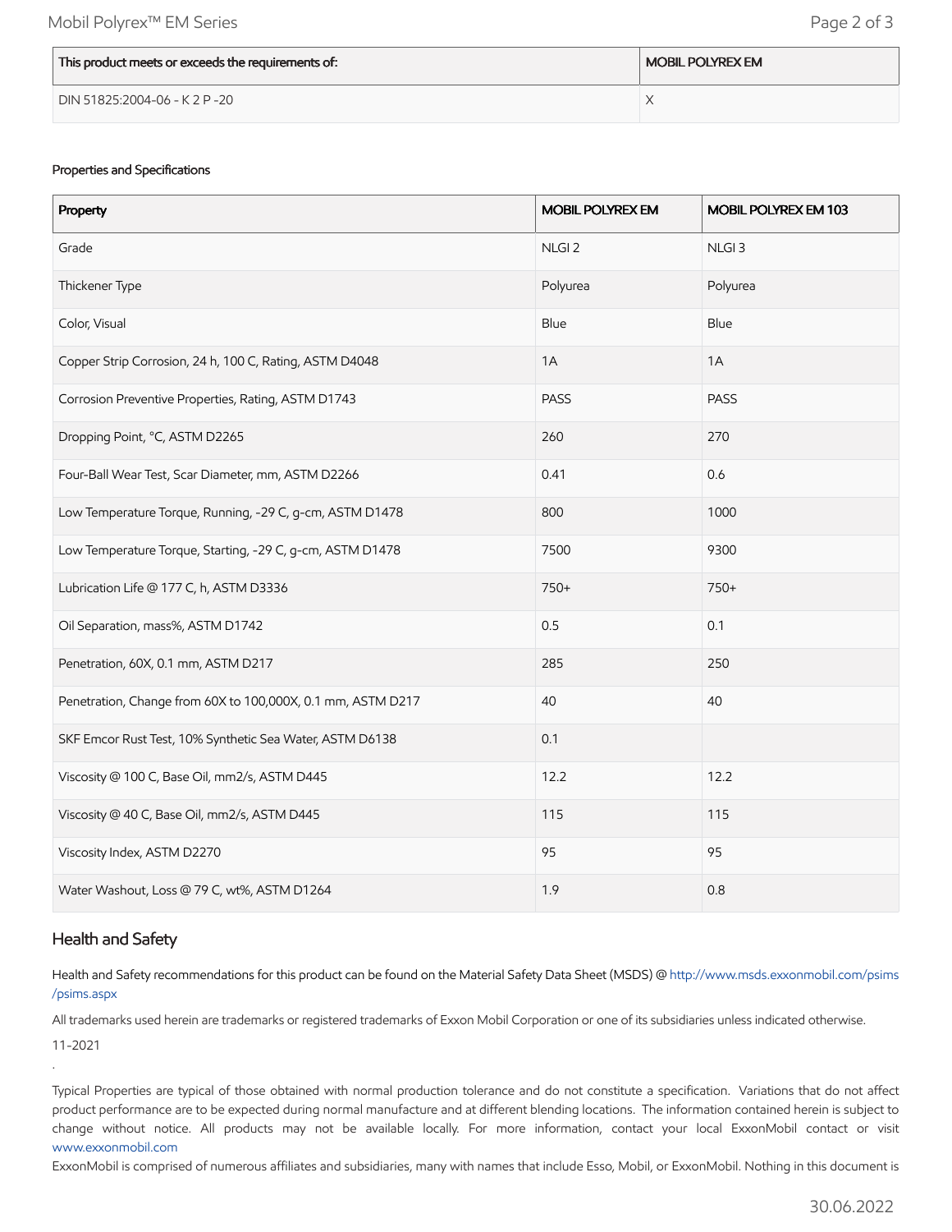| This product meets or exceeds the requirements of: | MOBIL POLYREX EM |
| --- | --- |
| DIN 51825:2004-06 - K 2 P -20 | X |

Properties and Specifications

| Property | MOBIL POLYREX EM | MOBIL POLYREX EM 103 |
| --- | --- | --- |
| Grade | NLGI 2 | NLGI 3 |
| Thickener Type | Polyurea | Polyurea |
| Color, Visual | Blue | Blue |
| Copper Strip Corrosion, 24 h, 100 C, Rating, ASTM D4048 | 1A | 1A |
| Corrosion Preventive Properties, Rating, ASTM D1743 | PASS | PASS |
| Dropping Point, °C, ASTM D2265 | 260 | 270 |
| Four-Ball Wear Test, Scar Diameter, mm, ASTM D2266 | 0.41 | 0.6 |
| Low Temperature Torque, Running, -29 C, g-cm, ASTM D1478 | 800 | 1000 |
| Low Temperature Torque, Starting, -29 C, g-cm, ASTM D1478 | 7500 | 9300 |
| Lubrication Life @ 177 C, h, ASTM D3336 | 750+ | 750+ |
| Oil Separation, mass%, ASTM D1742 | 0.5 | 0.1 |
| Penetration, 60X, 0.1 mm, ASTM D217 | 285 | 250 |
| Penetration, Change from 60X to 100,000X, 0.1 mm, ASTM D217 | 40 | 40 |
| SKF Emcor Rust Test, 10% Synthetic Sea Water, ASTM D6138 | 0.1 | |
| Viscosity @ 100 C, Base Oil, mm2/s, ASTM D445 | 12.2 | 12.2 |
| Viscosity @ 40 C, Base Oil, mm2/s, ASTM D445 | 115 | 115 |
| Viscosity Index, ASTM D2270 | 95 | 95 |
| Water Washout, Loss @ 79 C, wt%, ASTM D1264 | 1.9 | 0.8 |

## Health and Safety

Health and Safety recommendations for this product can be found on the Material Safety Data Sheet (MSDS) @ http://www.msds.exxonmobil.com/psims/psims.aspx

All trademarks used herein are trademarks or registered trademarks of Exxon Mobil Corporation or one of its subsidiaries unless indicated otherwise.

11-2021

.

Typical Properties are typical of those obtained with normal production tolerance and do not constitute a specification. Variations that do not affect product performance are to be expected during normal manufacture and at different blending locations. The information contained herein is subject to change without notice. All products may not be available locally. For more information, contact your local ExxonMobil contact or visit www.exxonmobil.com

ExxonMobil is comprised of numerous affiliates and subsidiaries, many with names that include Esso, Mobil, or ExxonMobil. Nothing in this document is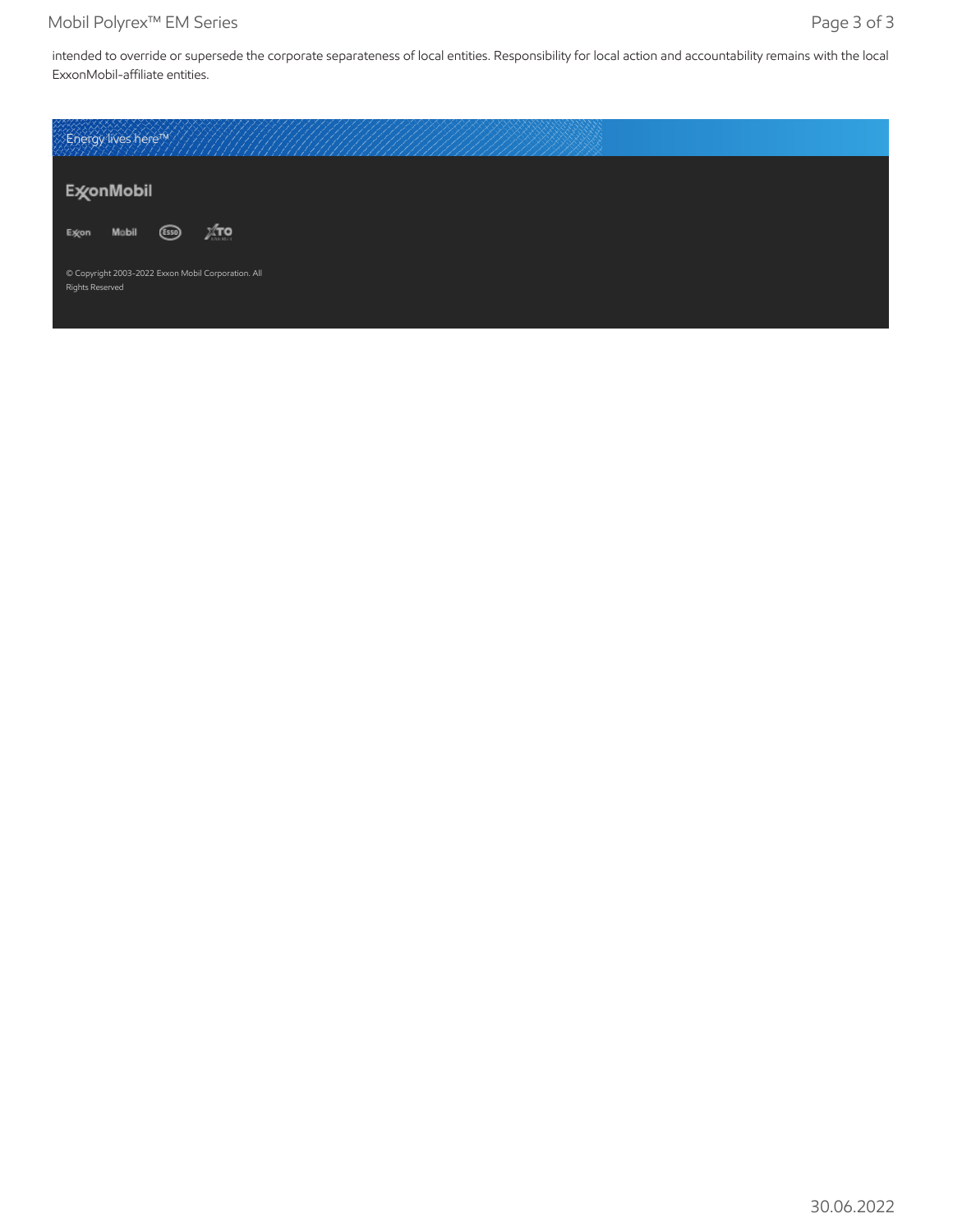intended to override or supersede the corporate separateness of local entities. Responsibility for local action and accountability remains with the local ExxonMobil-affiliate entities.

Energy lives here™

ExxonMobil

Exxon Mobil Esso XTO

© Copyright 2003-2022 Exxon Mobil Corporation. All Rights Reserved